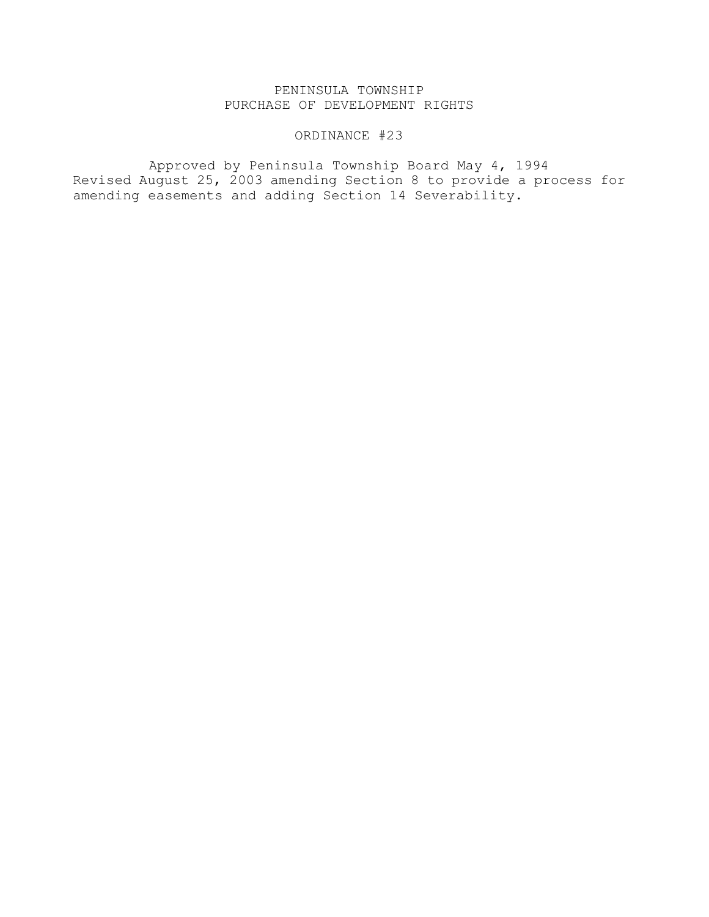# PENINSULA TOWNSHIP
# PURCHASE OF DEVELOPMENT RIGHTS

## ORDINANCE #23

Approved by Peninsula Township Board May 4, 1994
Revised August 25, 2003 amending Section 8 to provide a process for amending easements and adding Section 14 Severability.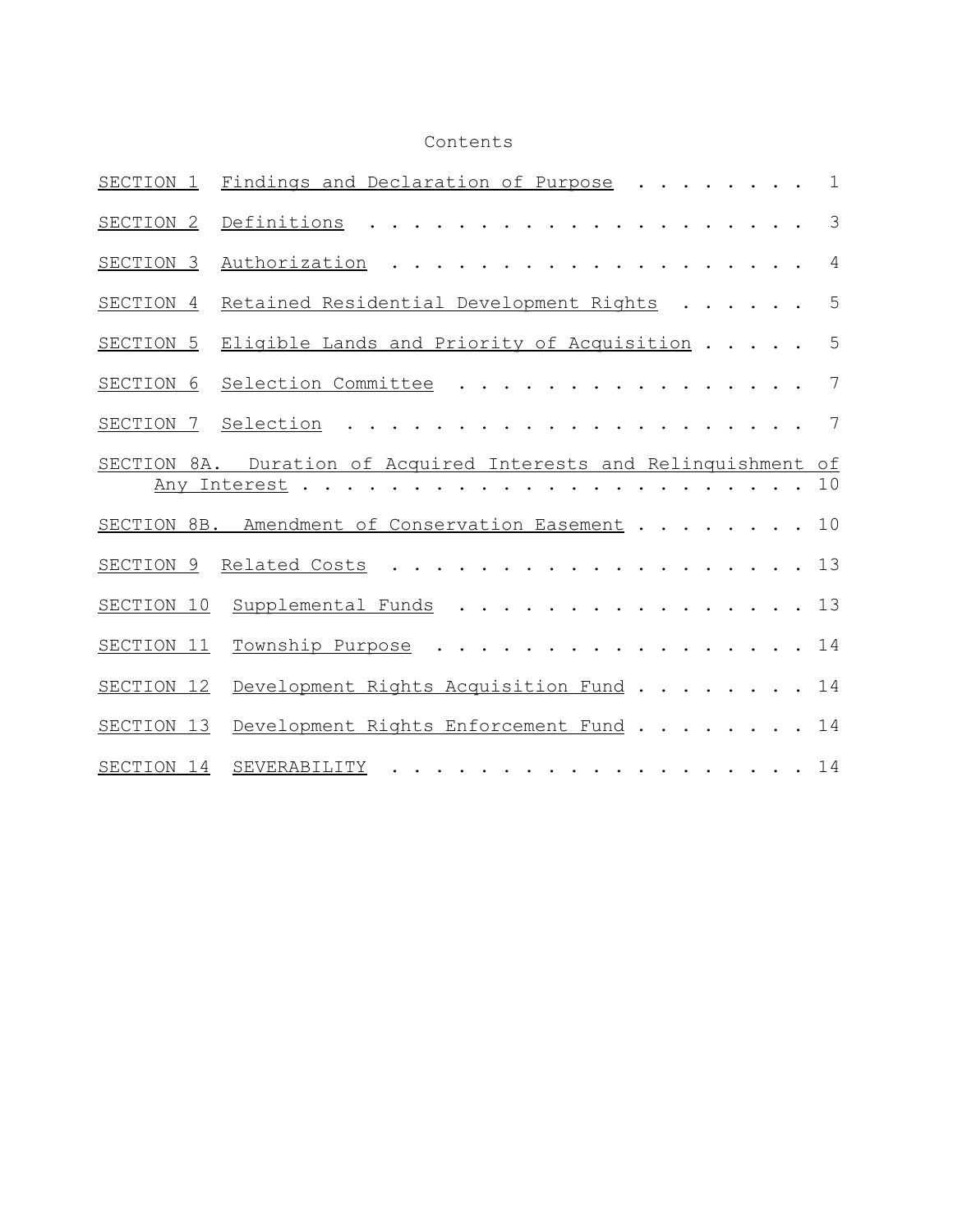Contents

| | | |
|---|---|---|
| SECTION 1 | Findings and Declaration of Purpose | 1 |
| SECTION 2 | Definitions | 3 |
| SECTION 3 | Authorization | 4 |
| SECTION 4 | Retained Residential Development Rights | 5 |
| SECTION 5 | Eligible Lands and Priority of Acquisition | 5 |
| SECTION 6 | Selection Committee | 7 |
| SECTION 7 | Selection | 7 |
| SECTION 8A. | Duration of Acquired Interests and Relinquishment of Any Interest | 10 |
| SECTION 8B. | Amendment of Conservation Easement | 10 |
| SECTION 9 | Related Costs | 13 |
| SECTION 10 | Supplemental Funds | 13 |
| SECTION 11 | Township Purpose | 14 |
| SECTION 12 | Development Rights Acquisition Fund | 14 |
| SECTION 13 | Development Rights Enforcement Fund | 14 |
| SECTION 14 | SEVERABILITY | 14 |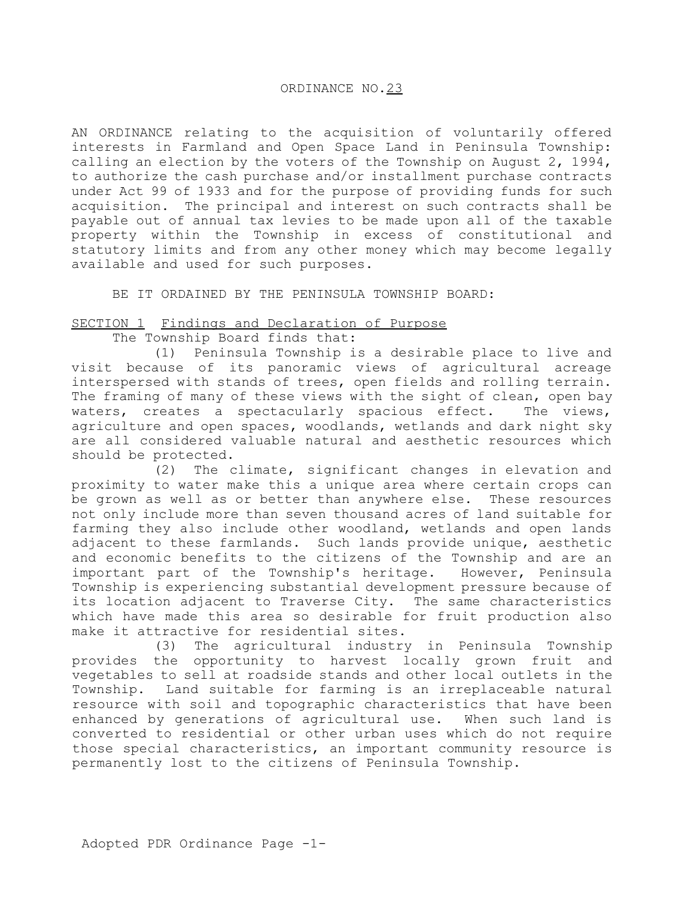ORDINANCE NO. 23

AN ORDINANCE relating to the acquisition of voluntarily offered interests in Farmland and Open Space Land in Peninsula Township: calling an election by the voters of the Township on August 2, 1994, to authorize the cash purchase and/or installment purchase contracts under Act 99 of 1933 and for the purpose of providing funds for such acquisition. The principal and interest on such contracts shall be payable out of annual tax levies to be made upon all of the taxable property within the Township in excess of constitutional and statutory limits and from any other money which may become legally available and used for such purposes.

BE IT ORDAINED BY THE PENINSULA TOWNSHIP BOARD:

## SECTION 1 Findings and Declaration of Purpose

The Township Board finds that:

(1) Peninsula Township is a desirable place to live and visit because of its panoramic views of agricultural acreage interspersed with stands of trees, open fields and rolling terrain. The framing of many of these views with the sight of clean, open bay waters, creates a spectacularly spacious effect. The views, agriculture and open spaces, woodlands, wetlands and dark night sky are all considered valuable natural and aesthetic resources which should be protected.

(2) The climate, significant changes in elevation and proximity to water make this a unique area where certain crops can be grown as well as or better than anywhere else. These resources not only include more than seven thousand acres of land suitable for farming they also include other woodland, wetlands and open lands adjacent to these farmlands. Such lands provide unique, aesthetic and economic benefits to the citizens of the Township and are an important part of the Township's heritage. However, Peninsula Township is experiencing substantial development pressure because of its location adjacent to Traverse City. The same characteristics which have made this area so desirable for fruit production also make it attractive for residential sites.

(3) The agricultural industry in Peninsula Township provides the opportunity to harvest locally grown fruit and vegetables to sell at roadside stands and other local outlets in the Township. Land suitable for farming is an irreplaceable natural resource with soil and topographic characteristics that have been enhanced by generations of agricultural use. When such land is converted to residential or other urban uses which do not require those special characteristics, an important community resource is permanently lost to the citizens of Peninsula Township.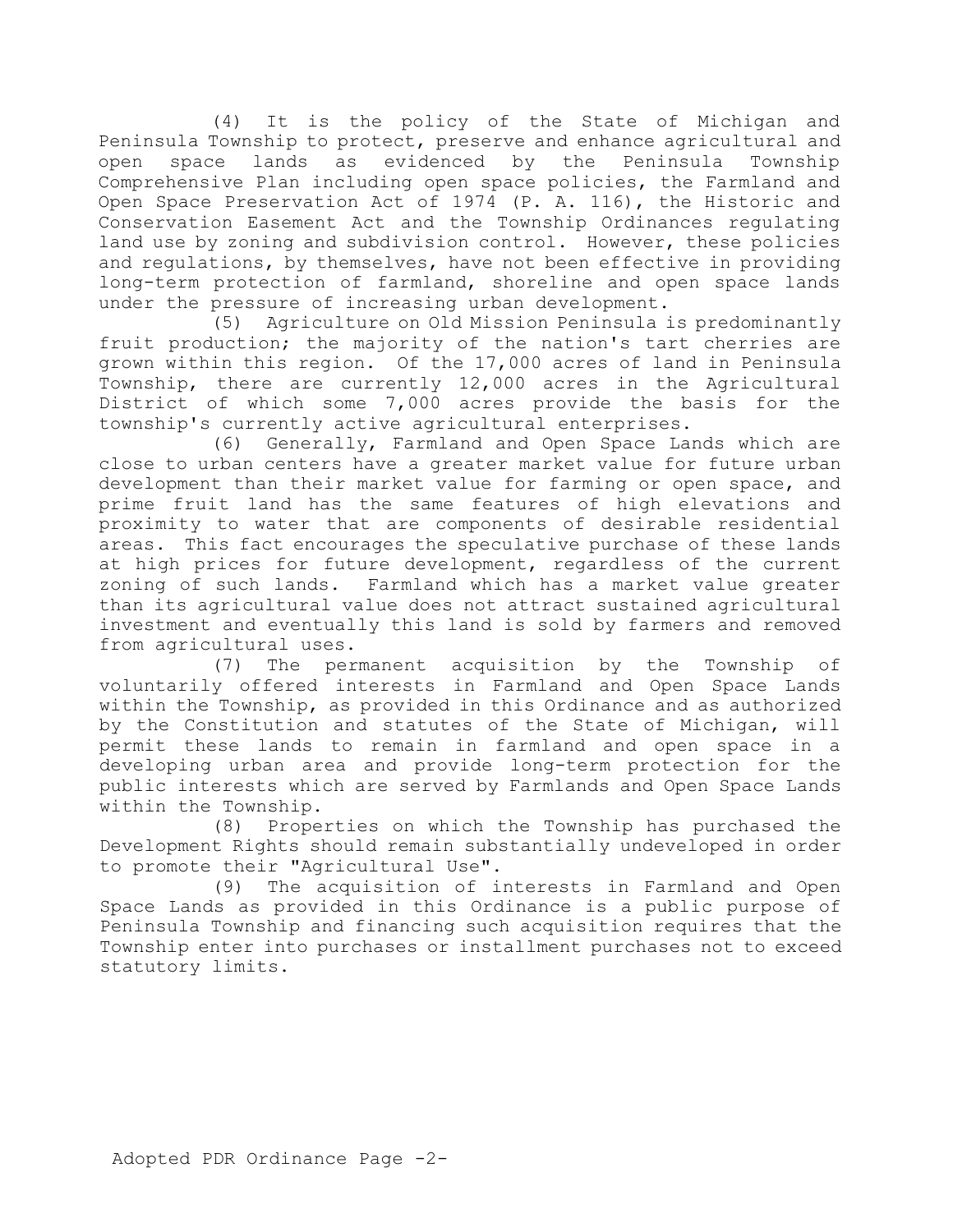(4) It is the policy of the State of Michigan and Peninsula Township to protect, preserve and enhance agricultural and open space lands as evidenced by the Peninsula Township Comprehensive Plan including open space policies, the Farmland and Open Space Preservation Act of 1974 (P. A. 116), the Historic and Conservation Easement Act and the Township Ordinances regulating land use by zoning and subdivision control. However, these policies and regulations, by themselves, have not been effective in providing long-term protection of farmland, shoreline and open space lands under the pressure of increasing urban development.

(5) Agriculture on Old Mission Peninsula is predominantly fruit production; the majority of the nation's tart cherries are grown within this region. Of the 17,000 acres of land in Peninsula Township, there are currently 12,000 acres in the Agricultural District of which some 7,000 acres provide the basis for the township's currently active agricultural enterprises.

(6) Generally, Farmland and Open Space Lands which are close to urban centers have a greater market value for future urban development than their market value for farming or open space, and prime fruit land has the same features of high elevations and proximity to water that are components of desirable residential areas. This fact encourages the speculative purchase of these lands at high prices for future development, regardless of the current zoning of such lands. Farmland which has a market value greater than its agricultural value does not attract sustained agricultural investment and eventually this land is sold by farmers and removed from agricultural uses.

(7) The permanent acquisition by the Township of voluntarily offered interests in Farmland and Open Space Lands within the Township, as provided in this Ordinance and as authorized by the Constitution and statutes of the State of Michigan, will permit these lands to remain in farmland and open space in a developing urban area and provide long-term protection for the public interests which are served by Farmlands and Open Space Lands within the Township.

(8) Properties on which the Township has purchased the Development Rights should remain substantially undeveloped in order to promote their "Agricultural Use".

(9) The acquisition of interests in Farmland and Open Space Lands as provided in this Ordinance is a public purpose of Peninsula Township and financing such acquisition requires that the Township enter into purchases or installment purchases not to exceed statutory limits.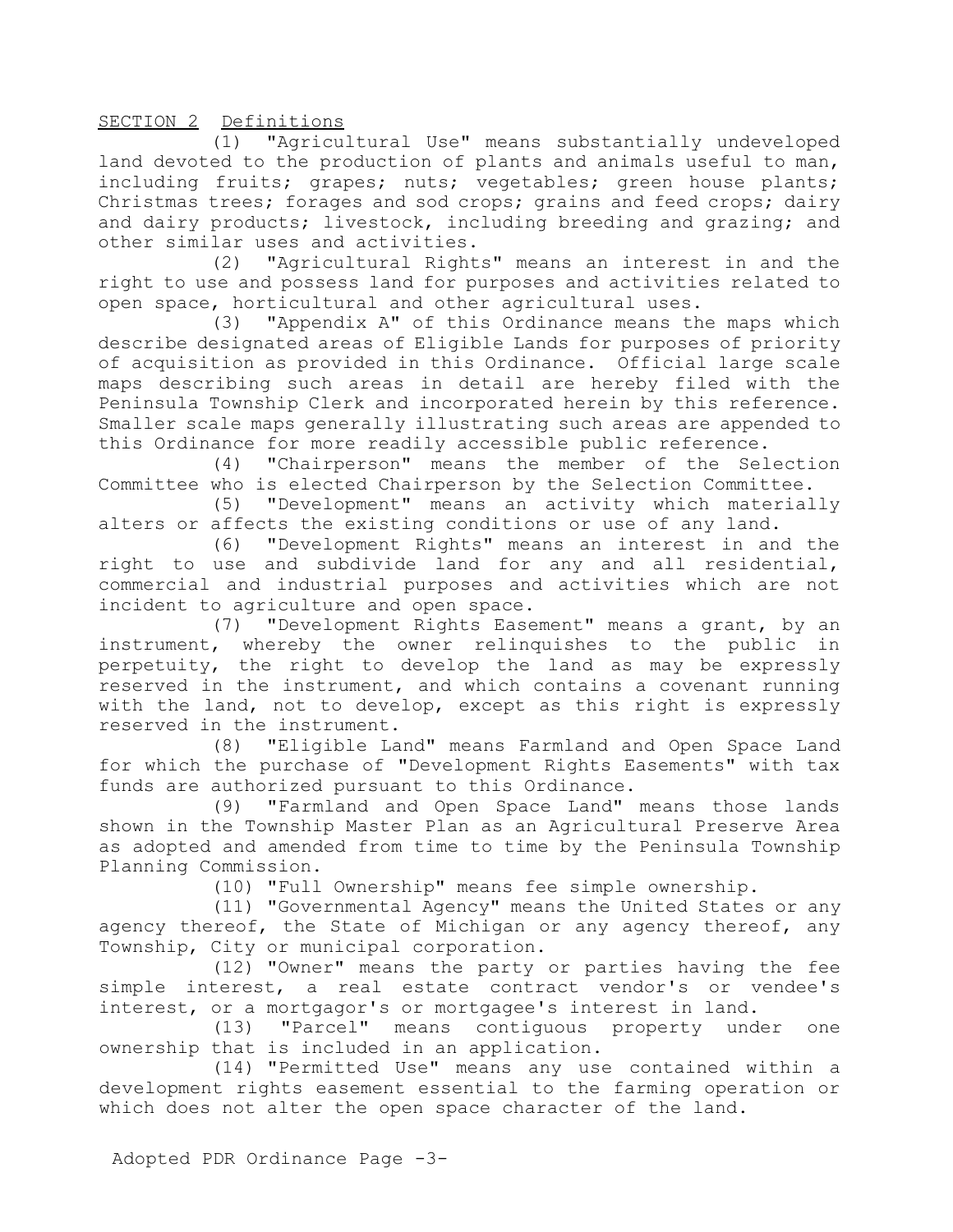SECTION 2 Definitions

(1) "Agricultural Use" means substantially undeveloped land devoted to the production of plants and animals useful to man, including fruits; grapes; nuts; vegetables; green house plants; Christmas trees; forages and sod crops; grains and feed crops; dairy and dairy products; livestock, including breeding and grazing; and other similar uses and activities.

(2) "Agricultural Rights" means an interest in and the right to use and possess land for purposes and activities related to open space, horticultural and other agricultural uses.

(3) "Appendix A" of this Ordinance means the maps which describe designated areas of Eligible Lands for purposes of priority of acquisition as provided in this Ordinance. Official large scale maps describing such areas in detail are hereby filed with the Peninsula Township Clerk and incorporated herein by this reference. Smaller scale maps generally illustrating such areas are appended to this Ordinance for more readily accessible public reference.

(4) "Chairperson" means the member of the Selection Committee who is elected Chairperson by the Selection Committee.

(5) "Development" means an activity which materially alters or affects the existing conditions or use of any land.

(6) "Development Rights" means an interest in and the right to use and subdivide land for any and all residential, commercial and industrial purposes and activities which are not incident to agriculture and open space.

(7) "Development Rights Easement" means a grant, by an instrument, whereby the owner relinquishes to the public in perpetuity, the right to develop the land as may be expressly reserved in the instrument, and which contains a covenant running with the land, not to develop, except as this right is expressly reserved in the instrument.

(8) "Eligible Land" means Farmland and Open Space Land for which the purchase of "Development Rights Easements" with tax funds are authorized pursuant to this Ordinance.

(9) "Farmland and Open Space Land" means those lands shown in the Township Master Plan as an Agricultural Preserve Area as adopted and amended from time to time by the Peninsula Township Planning Commission.

(10) "Full Ownership" means fee simple ownership.

(11) "Governmental Agency" means the United States or any agency thereof, the State of Michigan or any agency thereof, any Township, City or municipal corporation.

(12) "Owner" means the party or parties having the fee simple interest, a real estate contract vendor's or vendee's interest, or a mortgagor's or mortgagee's interest in land.

(13) "Parcel" means contiguous property under one ownership that is included in an application.

(14) "Permitted Use" means any use contained within a development rights easement essential to the farming operation or which does not alter the open space character of the land.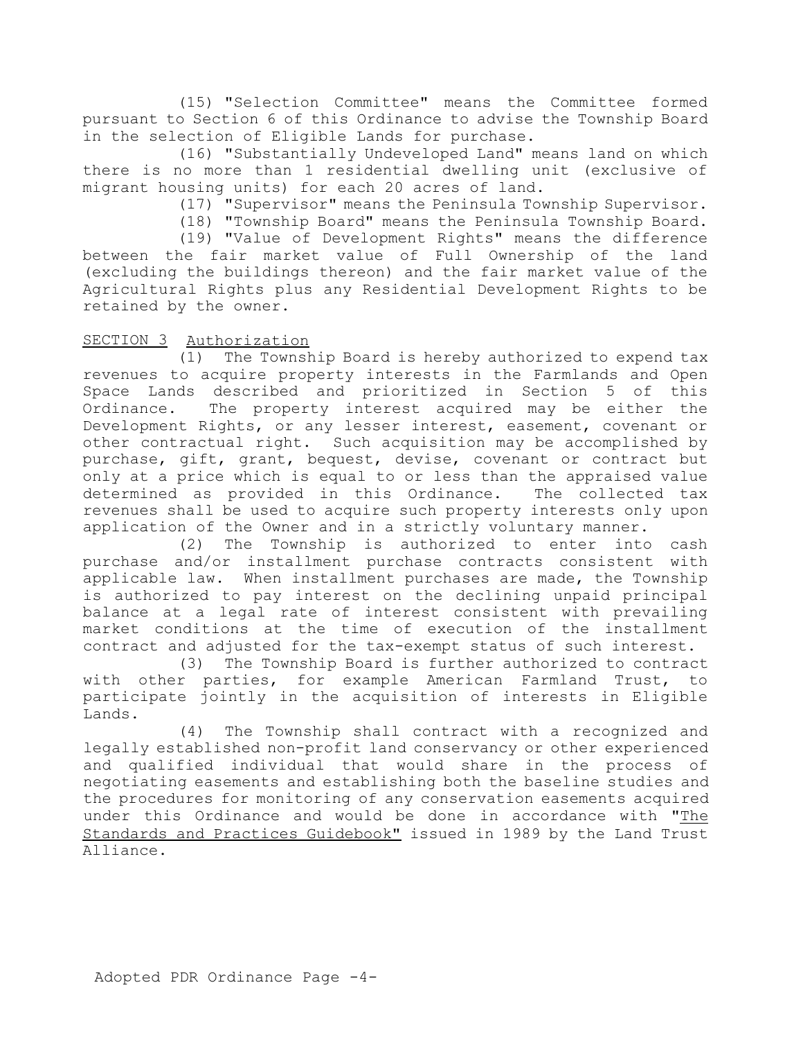(15) "Selection Committee" means the Committee formed pursuant to Section 6 of this Ordinance to advise the Township Board in the selection of Eligible Lands for purchase.

(16) "Substantially Undeveloped Land" means land on which there is no more than 1 residential dwelling unit (exclusive of migrant housing units) for each 20 acres of land.

(17) "Supervisor" means the Peninsula Township Supervisor.

(18) "Township Board" means the Peninsula Township Board.

(19) "Value of Development Rights" means the difference between the fair market value of Full Ownership of the land (excluding the buildings thereon) and the fair market value of the Agricultural Rights plus any Residential Development Rights to be retained by the owner.

SECTION 3 Authorization

(1) The Township Board is hereby authorized to expend tax revenues to acquire property interests in the Farmlands and Open Space Lands described and prioritized in Section 5 of this Ordinance. The property interest acquired may be either the Development Rights, or any lesser interest, easement, covenant or other contractual right. Such acquisition may be accomplished by purchase, gift, grant, bequest, devise, covenant or contract but only at a price which is equal to or less than the appraised value determined as provided in this Ordinance. The collected tax revenues shall be used to acquire such property interests only upon application of the Owner and in a strictly voluntary manner.

(2) The Township is authorized to enter into cash purchase and/or installment purchase contracts consistent with applicable law. When installment purchases are made, the Township is authorized to pay interest on the declining unpaid principal balance at a legal rate of interest consistent with prevailing market conditions at the time of execution of the installment contract and adjusted for the tax-exempt status of such interest.

(3) The Township Board is further authorized to contract with other parties, for example American Farmland Trust, to participate jointly in the acquisition of interests in Eligible Lands.

(4) The Township shall contract with a recognized and legally established non-profit land conservancy or other experienced and qualified individual that would share in the process of negotiating easements and establishing both the baseline studies and the procedures for monitoring of any conservation easements acquired under this Ordinance and would be done in accordance with "The Standards and Practices Guidebook" issued in 1989 by the Land Trust Alliance.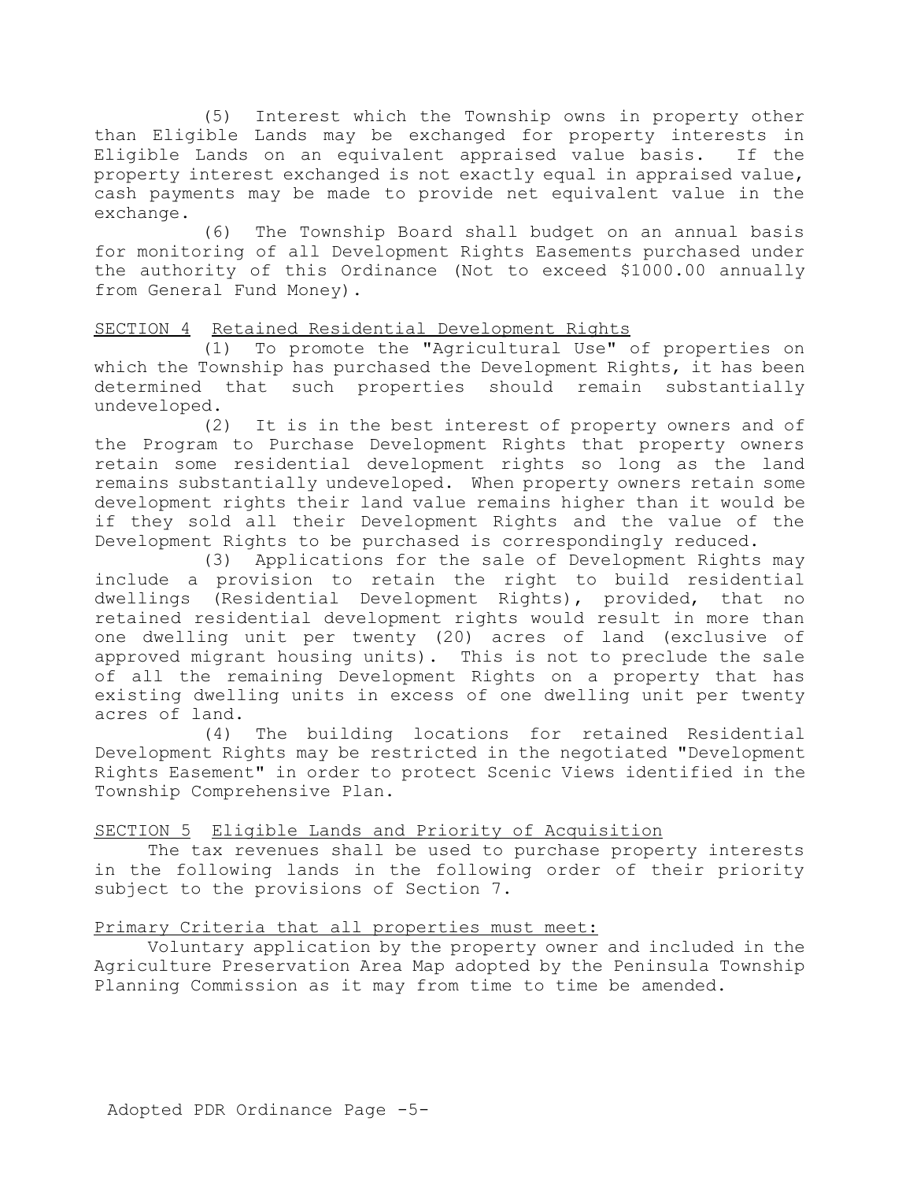(5) Interest which the Township owns in property other than Eligible Lands may be exchanged for property interests in Eligible Lands on an equivalent appraised value basis. If the property interest exchanged is not exactly equal in appraised value, cash payments may be made to provide net equivalent value in the exchange.

(6) The Township Board shall budget on an annual basis for monitoring of all Development Rights Easements purchased under the authority of this Ordinance (Not to exceed $1000.00 annually from General Fund Money).

## SECTION 4 Retained Residential Development Rights

(1) To promote the "Agricultural Use" of properties on which the Township has purchased the Development Rights, it has been determined that such properties should remain substantially undeveloped.

(2) It is in the best interest of property owners and of the Program to Purchase Development Rights that property owners retain some residential development rights so long as the land remains substantially undeveloped. When property owners retain some development rights their land value remains higher than it would be if they sold all their Development Rights and the value of the Development Rights to be purchased is correspondingly reduced.

(3) Applications for the sale of Development Rights may include a provision to retain the right to build residential dwellings (Residential Development Rights), provided, that no retained residential development rights would result in more than one dwelling unit per twenty (20) acres of land (exclusive of approved migrant housing units). This is not to preclude the sale of all the remaining Development Rights on a property that has existing dwelling units in excess of one dwelling unit per twenty acres of land.

(4) The building locations for retained Residential Development Rights may be restricted in the negotiated "Development Rights Easement" in order to protect Scenic Views identified in the Township Comprehensive Plan.

## SECTION 5 Eligible Lands and Priority of Acquisition

The tax revenues shall be used to purchase property interests in the following lands in the following order of their priority subject to the provisions of Section 7.

Primary Criteria that all properties must meet:

Voluntary application by the property owner and included in the Agriculture Preservation Area Map adopted by the Peninsula Township Planning Commission as it may from time to time be amended.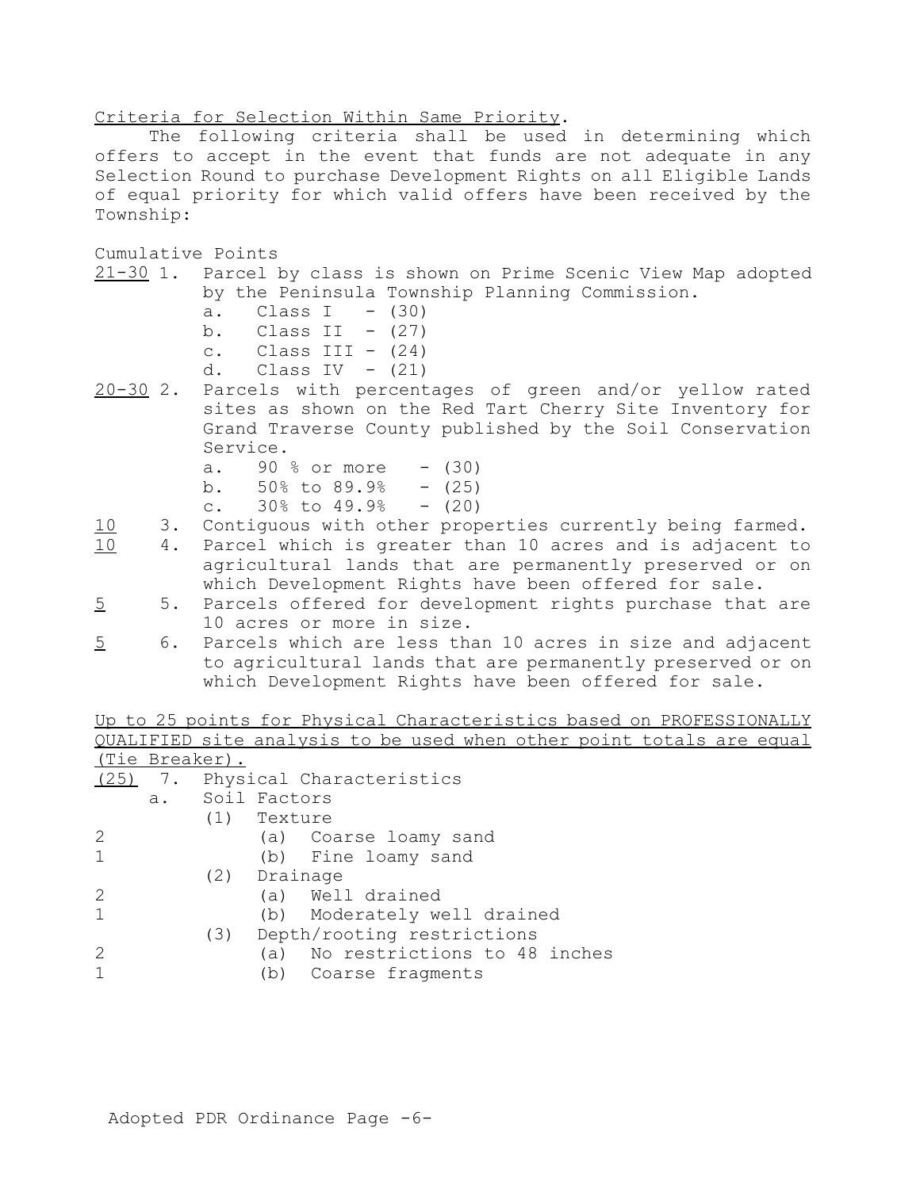Criteria for Selection Within Same Priority.

The following criteria shall be used in determining which offers to accept in the event that funds are not adequate in any Selection Round to purchase Development Rights on all Eligible Lands of equal priority for which valid offers have been received by the Township:

Cumulative Points

21-30 1. Parcel by class is shown on Prime Scenic View Map adopted by the Peninsula Township Planning Commission.
- a. Class I - (30)
- b. Class II - (27)
- c. Class III - (24)
- d. Class IV - (21)

20-30 2. Parcels with percentages of green and/or yellow rated sites as shown on the Red Tart Cherry Site Inventory for Grand Traverse County published by the Soil Conservation Service.
- a. 90 % or more - (30)
- b. 50% to 89.9% - (25)
- c. 30% to 49.9% - (20)

10 3. Contiguous with other properties currently being farmed.

10 4. Parcel which is greater than 10 acres and is adjacent to agricultural lands that are permanently preserved or on which Development Rights have been offered for sale.

5 5. Parcels offered for development rights purchase that are 10 acres or more in size.

5 6. Parcels which are less than 10 acres in size and adjacent to agricultural lands that are permanently preserved or on which Development Rights have been offered for sale.

Up to 25 points for Physical Characteristics based on PROFESSIONALLY QUALIFIED site analysis to be used when other point totals are equal (Tie Breaker).

(25) 7. Physical Characteristics
- a. Soil Factors
  - (1) Texture
    - 2 (a) Coarse loamy sand
    - 1 (b) Fine loamy sand
  - (2) Drainage
    - 2 (a) Well drained
    - 1 (b) Moderately well drained
  - (3) Depth/rooting restrictions
    - 2 (a) No restrictions to 48 inches
    - 1 (b) Coarse fragments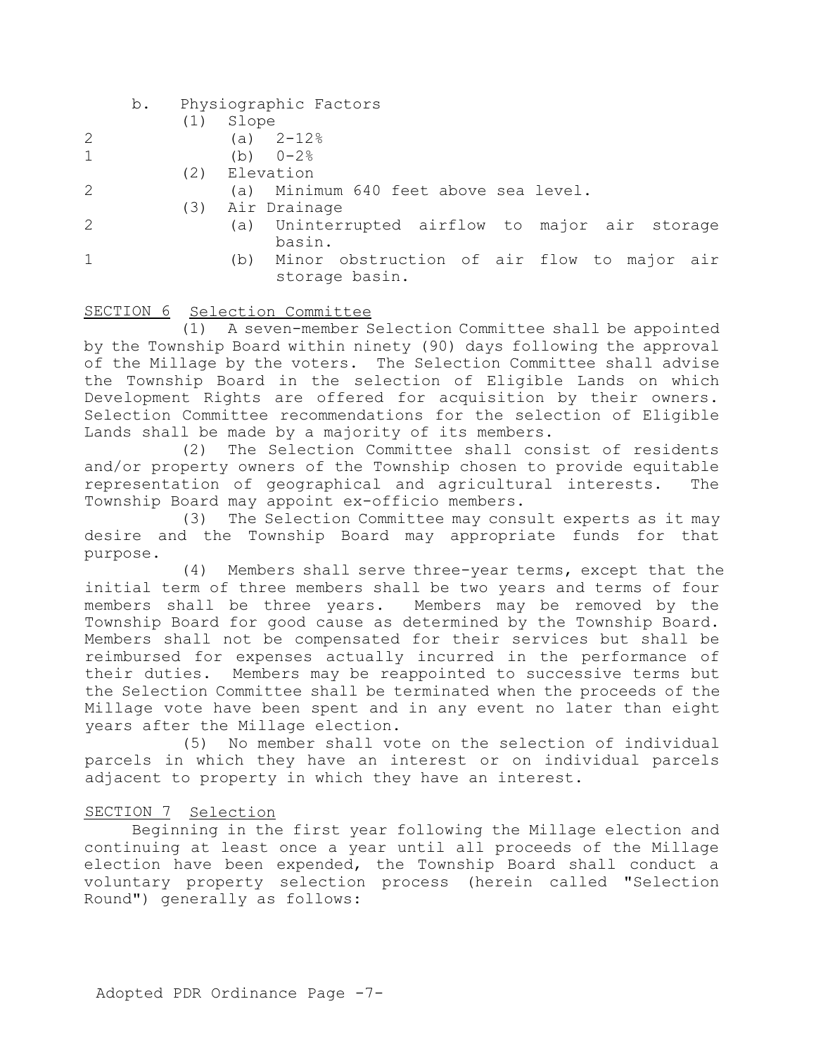b. Physiographic Factors

(1) Slope

2 (a) 2-12%

1 (b) 0-2%

(2) Elevation

2 (a) Minimum 640 feet above sea level.

(3) Air Drainage

2 (a) Uninterrupted airflow to major air storage basin.

1 (b) Minor obstruction of air flow to major air storage basin.

## SECTION 6 Selection Committee

(1) A seven-member Selection Committee shall be appointed by the Township Board within ninety (90) days following the approval of the Millage by the voters. The Selection Committee shall advise the Township Board in the selection of Eligible Lands on which Development Rights are offered for acquisition by their owners. Selection Committee recommendations for the selection of Eligible Lands shall be made by a majority of its members.

(2) The Selection Committee shall consist of residents and/or property owners of the Township chosen to provide equitable representation of geographical and agricultural interests. The Township Board may appoint ex-officio members.

(3) The Selection Committee may consult experts as it may desire and the Township Board may appropriate funds for that purpose.

(4) Members shall serve three-year terms, except that the initial term of three members shall be two years and terms of four members shall be three years. Members may be removed by the Township Board for good cause as determined by the Township Board. Members shall not be compensated for their services but shall be reimbursed for expenses actually incurred in the performance of their duties. Members may be reappointed to successive terms but the Selection Committee shall be terminated when the proceeds of the Millage vote have been spent and in any event no later than eight years after the Millage election.

(5) No member shall vote on the selection of individual parcels in which they have an interest or on individual parcels adjacent to property in which they have an interest.

## SECTION 7 Selection

Beginning in the first year following the Millage election and continuing at least once a year until all proceeds of the Millage election have been expended, the Township Board shall conduct a voluntary property selection process (herein called "Selection Round") generally as follows: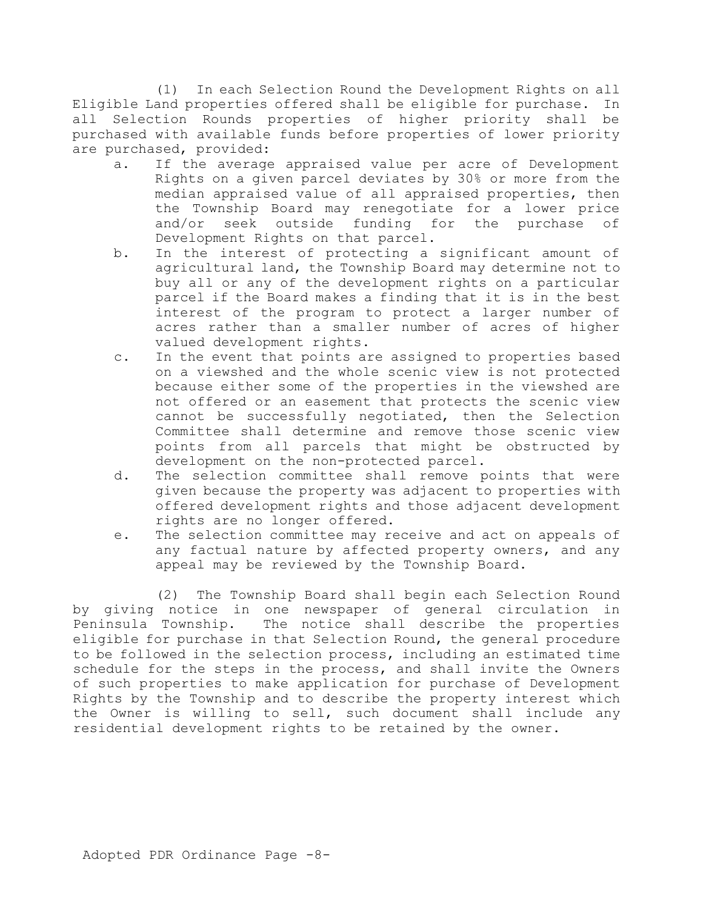(1) In each Selection Round the Development Rights on all Eligible Land properties offered shall be eligible for purchase. In all Selection Rounds properties of higher priority shall be purchased with available funds before properties of lower priority are purchased, provided:

a. If the average appraised value per acre of Development Rights on a given parcel deviates by 30% or more from the median appraised value of all appraised properties, then the Township Board may renegotiate for a lower price and/or seek outside funding for the purchase of Development Rights on that parcel.

b. In the interest of protecting a significant amount of agricultural land, the Township Board may determine not to buy all or any of the development rights on a particular parcel if the Board makes a finding that it is in the best interest of the program to protect a larger number of acres rather than a smaller number of acres of higher valued development rights.

c. In the event that points are assigned to properties based on a viewshed and the whole scenic view is not protected because either some of the properties in the viewshed are not offered or an easement that protects the scenic view cannot be successfully negotiated, then the Selection Committee shall determine and remove those scenic view points from all parcels that might be obstructed by development on the non-protected parcel.

d. The selection committee shall remove points that were given because the property was adjacent to properties with offered development rights and those adjacent development rights are no longer offered.

e. The selection committee may receive and act on appeals of any factual nature by affected property owners, and any appeal may be reviewed by the Township Board.

(2) The Township Board shall begin each Selection Round by giving notice in one newspaper of general circulation in Peninsula Township. The notice shall describe the properties eligible for purchase in that Selection Round, the general procedure to be followed in the selection process, including an estimated time schedule for the steps in the process, and shall invite the Owners of such properties to make application for purchase of Development Rights by the Township and to describe the property interest which the Owner is willing to sell, such document shall include any residential development rights to be retained by the owner.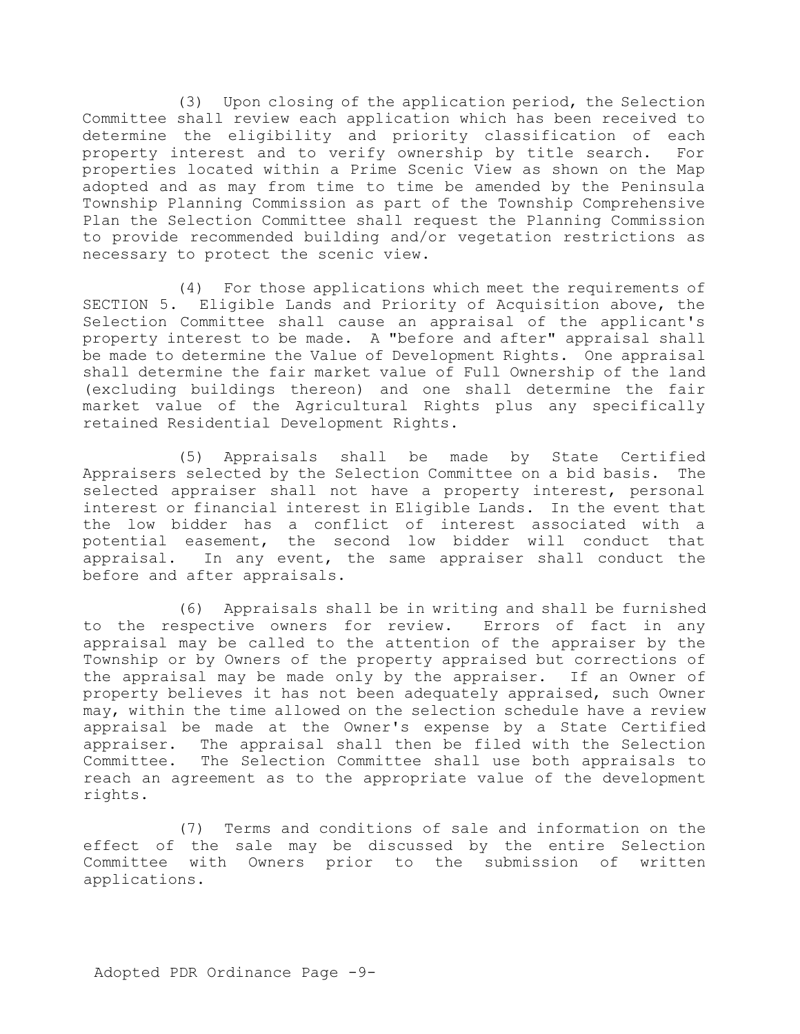(3) Upon closing of the application period, the Selection Committee shall review each application which has been received to determine the eligibility and priority classification of each property interest and to verify ownership by title search. For properties located within a Prime Scenic View as shown on the Map adopted and as may from time to time be amended by the Peninsula Township Planning Commission as part of the Township Comprehensive Plan the Selection Committee shall request the Planning Commission to provide recommended building and/or vegetation restrictions as necessary to protect the scenic view.

(4) For those applications which meet the requirements of SECTION 5. Eligible Lands and Priority of Acquisition above, the Selection Committee shall cause an appraisal of the applicant's property interest to be made. A "before and after" appraisal shall be made to determine the Value of Development Rights. One appraisal shall determine the fair market value of Full Ownership of the land (excluding buildings thereon) and one shall determine the fair market value of the Agricultural Rights plus any specifically retained Residential Development Rights.

(5) Appraisals shall be made by State Certified Appraisers selected by the Selection Committee on a bid basis. The selected appraiser shall not have a property interest, personal interest or financial interest in Eligible Lands. In the event that the low bidder has a conflict of interest associated with a potential easement, the second low bidder will conduct that appraisal. In any event, the same appraiser shall conduct the before and after appraisals.

(6) Appraisals shall be in writing and shall be furnished to the respective owners for review. Errors of fact in any appraisal may be called to the attention of the appraiser by the Township or by Owners of the property appraised but corrections of the appraisal may be made only by the appraiser. If an Owner of property believes it has not been adequately appraised, such Owner may, within the time allowed on the selection schedule have a review appraisal be made at the Owner's expense by a State Certified appraiser. The appraisal shall then be filed with the Selection Committee. The Selection Committee shall use both appraisals to reach an agreement as to the appropriate value of the development rights.

(7) Terms and conditions of sale and information on the effect of the sale may be discussed by the entire Selection Committee with Owners prior to the submission of written applications.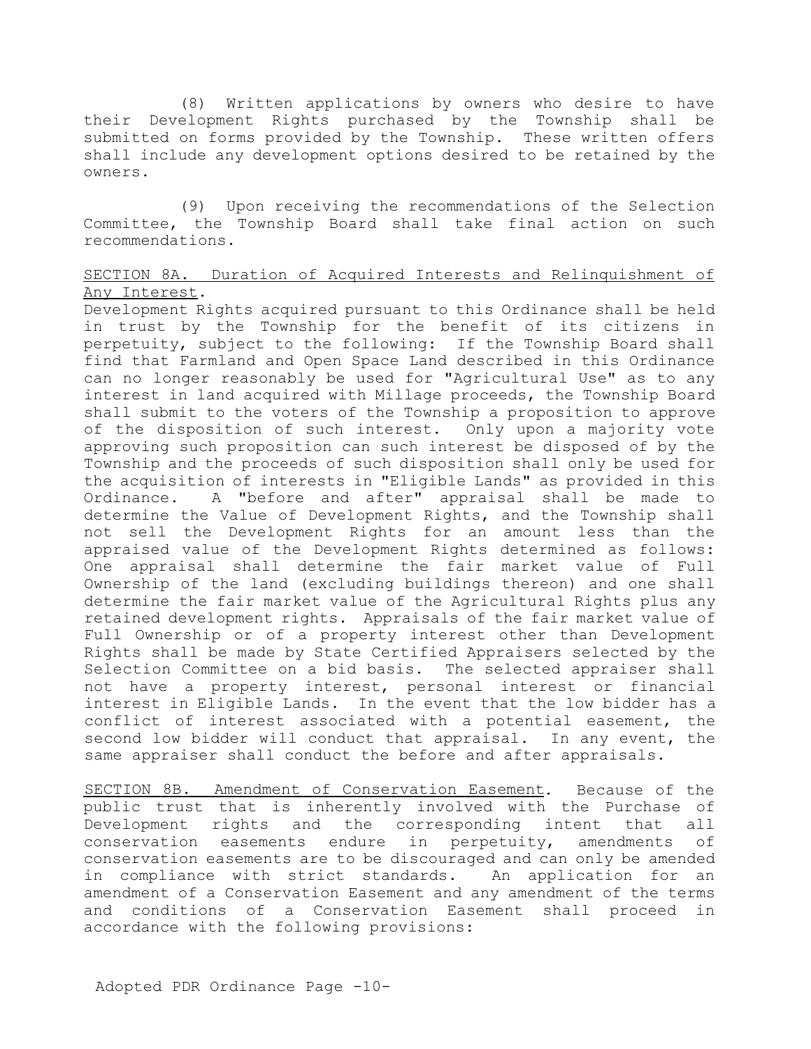(8) Written applications by owners who desire to have their Development Rights purchased by the Township shall be submitted on forms provided by the Township. These written offers shall include any development options desired to be retained by the owners.

(9) Upon receiving the recommendations of the Selection Committee, the Township Board shall take final action on such recommendations.

<u>SECTION 8A. Duration of Acquired Interests and Relinquishment of Any Interest</u>.

Development Rights acquired pursuant to this Ordinance shall be held in trust by the Township for the benefit of its citizens in perpetuity, subject to the following: If the Township Board shall find that Farmland and Open Space Land described in this Ordinance can no longer reasonably be used for "Agricultural Use" as to any interest in land acquired with Millage proceeds, the Township Board shall submit to the voters of the Township a proposition to approve of the disposition of such interest. Only upon a majority vote approving such proposition can such interest be disposed of by the Township and the proceeds of such disposition shall only be used for the acquisition of interests in "Eligible Lands" as provided in this Ordinance. A "before and after" appraisal shall be made to determine the Value of Development Rights, and the Township shall not sell the Development Rights for an amount less than the appraised value of the Development Rights determined as follows: One appraisal shall determine the fair market value of Full Ownership of the land (excluding buildings thereon) and one shall determine the fair market value of the Agricultural Rights plus any retained development rights. Appraisals of the fair market value of Full Ownership or of a property interest other than Development Rights shall be made by State Certified Appraisers selected by the Selection Committee on a bid basis. The selected appraiser shall not have a property interest, personal interest or financial interest in Eligible Lands. In the event that the low bidder has a conflict of interest associated with a potential easement, the second low bidder will conduct that appraisal. In any event, the same appraiser shall conduct the before and after appraisals.

<u>SECTION 8B. Amendment of Conservation Easement</u>. Because of the public trust that is inherently involved with the Purchase of Development rights and the corresponding intent that all conservation easements endure in perpetuity, amendments of conservation easements are to be discouraged and can only be amended in compliance with strict standards. An application for an amendment of a Conservation Easement and any amendment of the terms and conditions of a Conservation Easement shall proceed in accordance with the following provisions: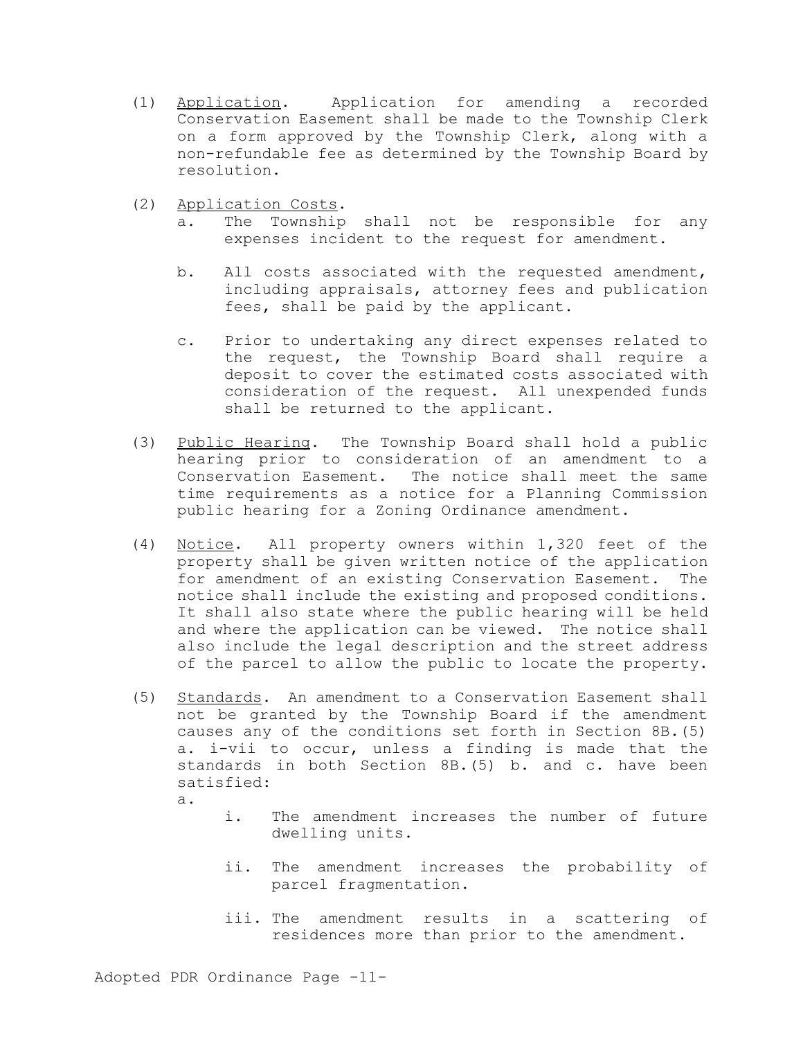(1) Application. Application for amending a recorded Conservation Easement shall be made to the Township Clerk on a form approved by the Township Clerk, along with a non-refundable fee as determined by the Township Board by resolution.

(2) Application Costs.

   a. The Township shall not be responsible for any expenses incident to the request for amendment.

   b. All costs associated with the requested amendment, including appraisals, attorney fees and publication fees, shall be paid by the applicant.

   c. Prior to undertaking any direct expenses related to the request, the Township Board shall require a deposit to cover the estimated costs associated with consideration of the request. All unexpended funds shall be returned to the applicant.

(3) Public Hearing. The Township Board shall hold a public hearing prior to consideration of an amendment to a Conservation Easement. The notice shall meet the same time requirements as a notice for a Planning Commission public hearing for a Zoning Ordinance amendment.

(4) Notice. All property owners within 1,320 feet of the property shall be given written notice of the application for amendment of an existing Conservation Easement. The notice shall include the existing and proposed conditions. It shall also state where the public hearing will be held and where the application can be viewed. The notice shall also include the legal description and the street address of the parcel to allow the public to locate the property.

(5) Standards. An amendment to a Conservation Easement shall not be granted by the Township Board if the amendment causes any of the conditions set forth in Section 8B.(5) a. i-vii to occur, unless a finding is made that the standards in both Section 8B.(5) b. and c. have been satisfied:

   a.

      i. The amendment increases the number of future dwelling units.

      ii. The amendment increases the probability of parcel fragmentation.

      iii. The amendment results in a scattering of residences more than prior to the amendment.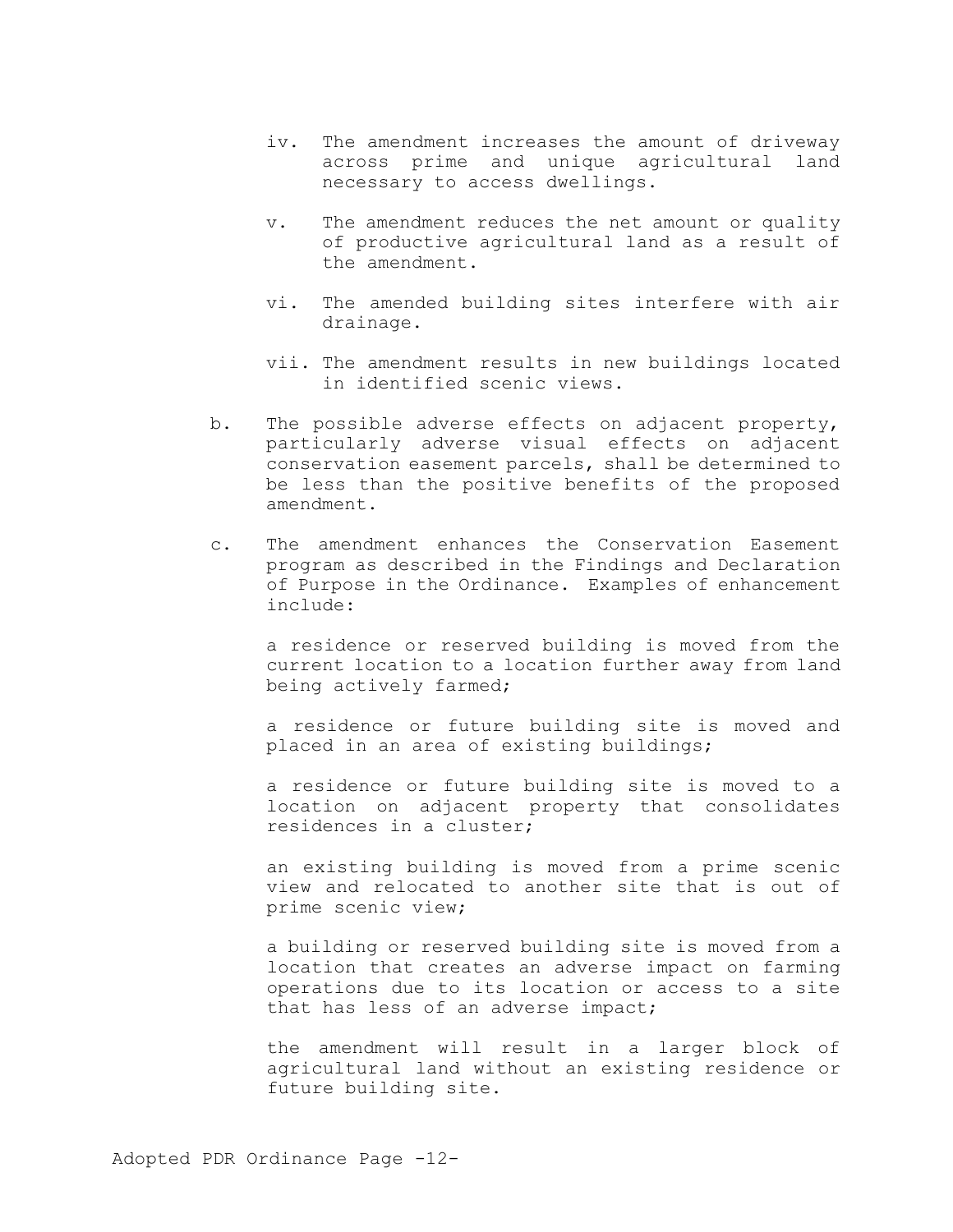iv. The amendment increases the amount of driveway across prime and unique agricultural land necessary to access dwellings.

v. The amendment reduces the net amount or quality of productive agricultural land as a result of the amendment.

vi. The amended building sites interfere with air drainage.

vii. The amendment results in new buildings located in identified scenic views.

b. The possible adverse effects on adjacent property, particularly adverse visual effects on adjacent conservation easement parcels, shall be determined to be less than the positive benefits of the proposed amendment.

c. The amendment enhances the Conservation Easement program as described in the Findings and Declaration of Purpose in the Ordinance. Examples of enhancement include:

a residence or reserved building is moved from the current location to a location further away from land being actively farmed;

a residence or future building site is moved and placed in an area of existing buildings;

a residence or future building site is moved to a location on adjacent property that consolidates residences in a cluster;

an existing building is moved from a prime scenic view and relocated to another site that is out of prime scenic view;

a building or reserved building site is moved from a location that creates an adverse impact on farming operations due to its location or access to a site that has less of an adverse impact;

the amendment will result in a larger block of agricultural land without an existing residence or future building site.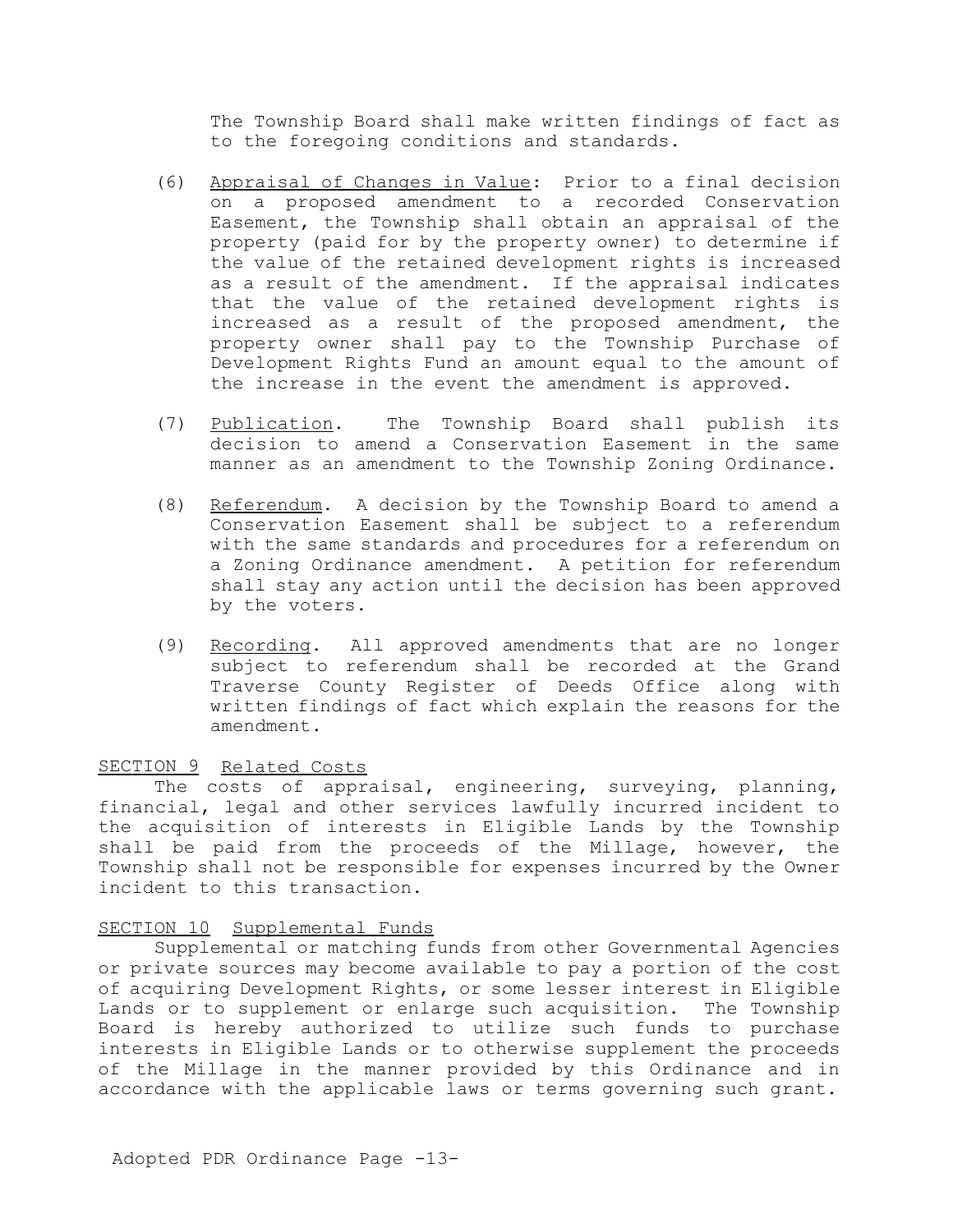The Township Board shall make written findings of fact as to the foregoing conditions and standards.

(6) Appraisal of Changes in Value: Prior to a final decision on a proposed amendment to a recorded Conservation Easement, the Township shall obtain an appraisal of the property (paid for by the property owner) to determine if the value of the retained development rights is increased as a result of the amendment. If the appraisal indicates that the value of the retained development rights is increased as a result of the proposed amendment, the property owner shall pay to the Township Purchase of Development Rights Fund an amount equal to the amount of the increase in the event the amendment is approved.

(7) Publication. The Township Board shall publish its decision to amend a Conservation Easement in the same manner as an amendment to the Township Zoning Ordinance.

(8) Referendum. A decision by the Township Board to amend a Conservation Easement shall be subject to a referendum with the same standards and procedures for a referendum on a Zoning Ordinance amendment. A petition for referendum shall stay any action until the decision has been approved by the voters.

(9) Recording. All approved amendments that are no longer subject to referendum shall be recorded at the Grand Traverse County Register of Deeds Office along with written findings of fact which explain the reasons for the amendment.

SECTION 9 Related Costs

The costs of appraisal, engineering, surveying, planning, financial, legal and other services lawfully incurred incident to the acquisition of interests in Eligible Lands by the Township shall be paid from the proceeds of the Millage, however, the Township shall not be responsible for expenses incurred by the Owner incident to this transaction.

SECTION 10 Supplemental Funds

Supplemental or matching funds from other Governmental Agencies or private sources may become available to pay a portion of the cost of acquiring Development Rights, or some lesser interest in Eligible Lands or to supplement or enlarge such acquisition. The Township Board is hereby authorized to utilize such funds to purchase interests in Eligible Lands or to otherwise supplement the proceeds of the Millage in the manner provided by this Ordinance and in accordance with the applicable laws or terms governing such grant.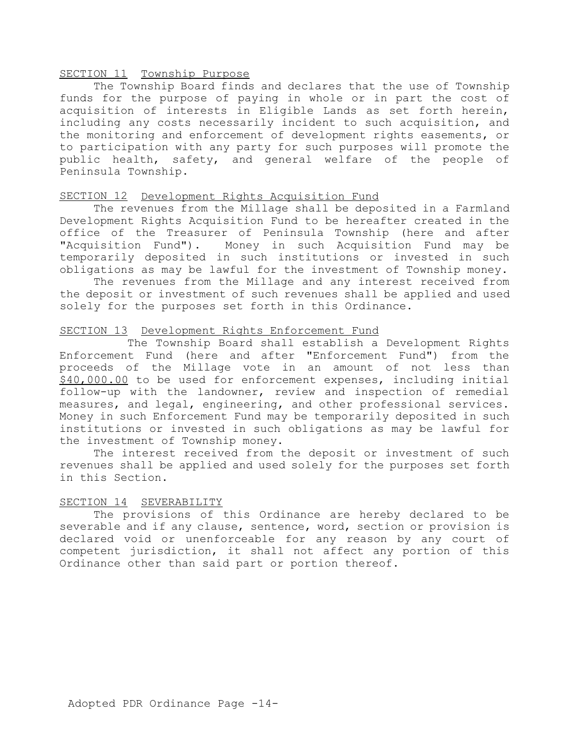SECTION 11 Township Purpose

The Township Board finds and declares that the use of Township funds for the purpose of paying in whole or in part the cost of acquisition of interests in Eligible Lands as set forth herein, including any costs necessarily incident to such acquisition, and the monitoring and enforcement of development rights easements, or to participation with any party for such purposes will promote the public health, safety, and general welfare of the people of Peninsula Township.

SECTION 12 Development Rights Acquisition Fund

The revenues from the Millage shall be deposited in a Farmland Development Rights Acquisition Fund to be hereafter created in the office of the Treasurer of Peninsula Township (here and after "Acquisition Fund"). Money in such Acquisition Fund may be temporarily deposited in such institutions or invested in such obligations as may be lawful for the investment of Township money.

The revenues from the Millage and any interest received from the deposit or investment of such revenues shall be applied and used solely for the purposes set forth in this Ordinance.

SECTION 13 Development Rights Enforcement Fund

The Township Board shall establish a Development Rights Enforcement Fund (here and after "Enforcement Fund") from the proceeds of the Millage vote in an amount of not less than $40,000.00 to be used for enforcement expenses, including initial follow-up with the landowner, review and inspection of remedial measures, and legal, engineering, and other professional services. Money in such Enforcement Fund may be temporarily deposited in such institutions or invested in such obligations as may be lawful for the investment of Township money.

The interest received from the deposit or investment of such revenues shall be applied and used solely for the purposes set forth in this Section.

SECTION 14 SEVERABILITY

The provisions of this Ordinance are hereby declared to be severable and if any clause, sentence, word, section or provision is declared void or unenforceable for any reason by any court of competent jurisdiction, it shall not affect any portion of this Ordinance other than said part or portion thereof.